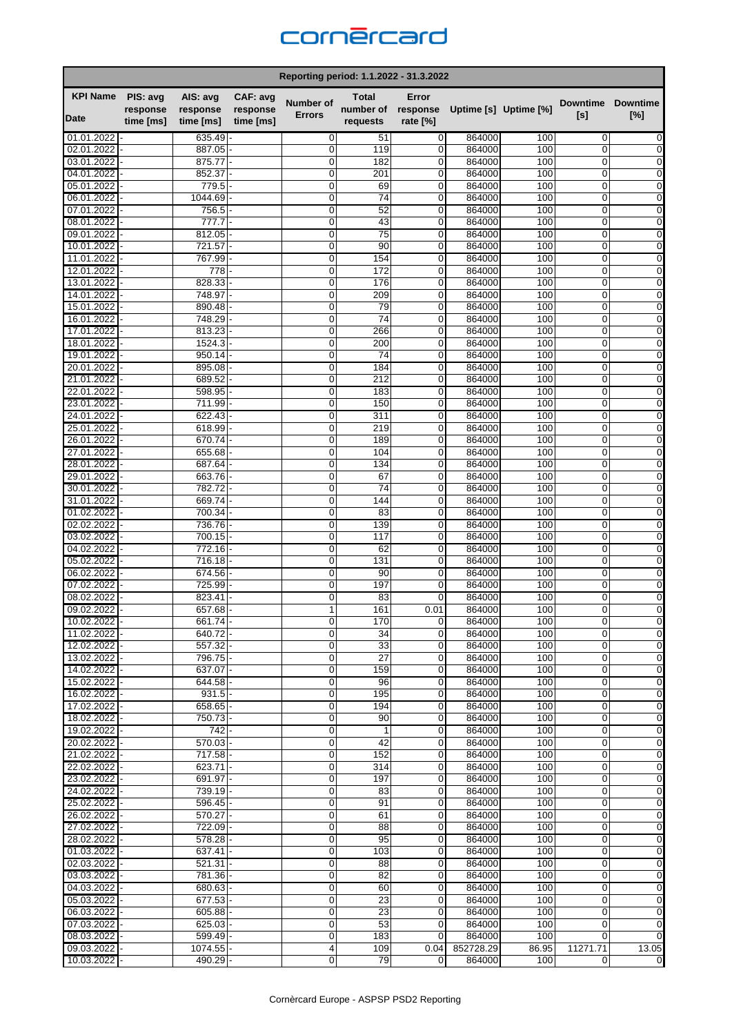# cornèrcard

| Reporting period: 1.1.2022 - 31.3.2022 | | | | | | | | | | |
|---|---|---|---|---|---|---|---|---|---|---|
| **KPI Name** / **Date** | **PIS: avg response time [ms]** | **AIS: avg response time [ms]** | **CAF: avg response time [ms]** | **Number of Errors** | **Total number of requests** | **Error response rate [%]** | **Uptime [s]** | **Uptime [%]** | **Downtime [s]** | **Downtime [%]** |
| 01.01.2022 | - | 635.49 | - | 0 | 51 | 0 | 864000 | 100 | 0 | 0 |
| 02.01.2022 | - | 887.05 | - | 0 | 119 | 0 | 864000 | 100 | 0 | 0 |
| 03.01.2022 | - | 875.77 | - | 0 | 182 | 0 | 864000 | 100 | 0 | 0 |
| 04.01.2022 | - | 852.37 | - | 0 | 201 | 0 | 864000 | 100 | 0 | 0 |
| 05.01.2022 | - | 779.5 | - | 0 | 69 | 0 | 864000 | 100 | 0 | 0 |
| 06.01.2022 | - | 1044.69 | - | 0 | 74 | 0 | 864000 | 100 | 0 | 0 |
| 07.01.2022 | - | 756.5 | - | 0 | 52 | 0 | 864000 | 100 | 0 | 0 |
| 08.01.2022 | - | 777.7 | - | 0 | 43 | 0 | 864000 | 100 | 0 | 0 |
| 09.01.2022 | - | 812.05 | - | 0 | 75 | 0 | 864000 | 100 | 0 | 0 |
| 10.01.2022 | - | 721.57 | - | 0 | 90 | 0 | 864000 | 100 | 0 | 0 |
| 11.01.2022 | - | 767.99 | - | 0 | 154 | 0 | 864000 | 100 | 0 | 0 |
| 12.01.2022 | - | 778 | - | 0 | 172 | 0 | 864000 | 100 | 0 | 0 |
| 13.01.2022 | - | 828.33 | - | 0 | 176 | 0 | 864000 | 100 | 0 | 0 |
| 14.01.2022 | - | 748.97 | - | 0 | 209 | 0 | 864000 | 100 | 0 | 0 |
| 15.01.2022 | - | 890.48 | - | 0 | 79 | 0 | 864000 | 100 | 0 | 0 |
| 16.01.2022 | - | 748.29 | - | 0 | 74 | 0 | 864000 | 100 | 0 | 0 |
| 17.01.2022 | - | 813.23 | - | 0 | 266 | 0 | 864000 | 100 | 0 | 0 |
| 18.01.2022 | - | 1524.3 | - | 0 | 200 | 0 | 864000 | 100 | 0 | 0 |
| 19.01.2022 | - | 950.14 | - | 0 | 74 | 0 | 864000 | 100 | 0 | 0 |
| 20.01.2022 | - | 895.08 | - | 0 | 184 | 0 | 864000 | 100 | 0 | 0 |
| 21.01.2022 | - | 689.52 | - | 0 | 212 | 0 | 864000 | 100 | 0 | 0 |
| 22.01.2022 | - | 598.95 | - | 0 | 183 | 0 | 864000 | 100 | 0 | 0 |
| 23.01.2022 | - | 711.99 | - | 0 | 150 | 0 | 864000 | 100 | 0 | 0 |
| 24.01.2022 | - | 622.43 | - | 0 | 311 | 0 | 864000 | 100 | 0 | 0 |
| 25.01.2022 | - | 618.99 | - | 0 | 219 | 0 | 864000 | 100 | 0 | 0 |
| 26.01.2022 | - | 670.74 | - | 0 | 189 | 0 | 864000 | 100 | 0 | 0 |
| 27.01.2022 | - | 655.68 | - | 0 | 104 | 0 | 864000 | 100 | 0 | 0 |
| 28.01.2022 | - | 687.64 | - | 0 | 134 | 0 | 864000 | 100 | 0 | 0 |
| 29.01.2022 | - | 663.76 | - | 0 | 67 | 0 | 864000 | 100 | 0 | 0 |
| 30.01.2022 | - | 782.72 | - | 0 | 74 | 0 | 864000 | 100 | 0 | 0 |
| 31.01.2022 | - | 669.74 | - | 0 | 144 | 0 | 864000 | 100 | 0 | 0 |
| 01.02.2022 | - | 700.34 | - | 0 | 83 | 0 | 864000 | 100 | 0 | 0 |
| 02.02.2022 | - | 736.76 | - | 0 | 139 | 0 | 864000 | 100 | 0 | 0 |
| 03.02.2022 | - | 700.15 | - | 0 | 117 | 0 | 864000 | 100 | 0 | 0 |
| 04.02.2022 | - | 772.16 | - | 0 | 62 | 0 | 864000 | 100 | 0 | 0 |
| 05.02.2022 | - | 716.18 | - | 0 | 131 | 0 | 864000 | 100 | 0 | 0 |
| 06.02.2022 | - | 674.56 | - | 0 | 90 | 0 | 864000 | 100 | 0 | 0 |
| 07.02.2022 | - | 725.99 | - | 0 | 197 | 0 | 864000 | 100 | 0 | 0 |
| 08.02.2022 | - | 823.41 | - | 0 | 83 | 0 | 864000 | 100 | 0 | 0 |
| 09.02.2022 | - | 657.68 | - | 1 | 161 | 0.01 | 864000 | 100 | 0 | 0 |
| 10.02.2022 | - | 661.74 | - | 0 | 170 | 0 | 864000 | 100 | 0 | 0 |
| 11.02.2022 | - | 640.72 | - | 0 | 34 | 0 | 864000 | 100 | 0 | 0 |
| 12.02.2022 | - | 557.32 | - | 0 | 33 | 0 | 864000 | 100 | 0 | 0 |
| 13.02.2022 | - | 796.75 | - | 0 | 27 | 0 | 864000 | 100 | 0 | 0 |
| 14.02.2022 | - | 637.07 | - | 0 | 159 | 0 | 864000 | 100 | 0 | 0 |
| 15.02.2022 | - | 644.58 | - | 0 | 96 | 0 | 864000 | 100 | 0 | 0 |
| 16.02.2022 | - | 931.5 | - | 0 | 195 | 0 | 864000 | 100 | 0 | 0 |
| 17.02.2022 | - | 658.65 | - | 0 | 194 | 0 | 864000 | 100 | 0 | 0 |
| 18.02.2022 | - | 750.73 | - | 0 | 90 | 0 | 864000 | 100 | 0 | 0 |
| 19.02.2022 | - | 742 | - | 0 | 1 | 0 | 864000 | 100 | 0 | 0 |
| 20.02.2022 | - | 570.03 | - | 0 | 42 | 0 | 864000 | 100 | 0 | 0 |
| 21.02.2022 | - | 717.58 | - | 0 | 152 | 0 | 864000 | 100 | 0 | 0 |
| 22.02.2022 | - | 623.71 | - | 0 | 314 | 0 | 864000 | 100 | 0 | 0 |
| 23.02.2022 | - | 691.97 | - | 0 | 197 | 0 | 864000 | 100 | 0 | 0 |
| 24.02.2022 | - | 739.19 | - | 0 | 83 | 0 | 864000 | 100 | 0 | 0 |
| 25.02.2022 | - | 596.45 | - | 0 | 91 | 0 | 864000 | 100 | 0 | 0 |
| 26.02.2022 | - | 570.27 | - | 0 | 61 | 0 | 864000 | 100 | 0 | 0 |
| 27.02.2022 | - | 722.09 | - | 0 | 88 | 0 | 864000 | 100 | 0 | 0 |
| 28.02.2022 | - | 578.28 | - | 0 | 95 | 0 | 864000 | 100 | 0 | 0 |
| 01.03.2022 | - | 637.41 | - | 0 | 103 | 0 | 864000 | 100 | 0 | 0 |
| 02.03.2022 | - | 521.31 | - | 0 | 88 | 0 | 864000 | 100 | 0 | 0 |
| 03.03.2022 | - | 781.36 | - | 0 | 82 | 0 | 864000 | 100 | 0 | 0 |
| 04.03.2022 | - | 680.63 | - | 0 | 60 | 0 | 864000 | 100 | 0 | 0 |
| 05.03.2022 | - | 677.53 | - | 0 | 23 | 0 | 864000 | 100 | 0 | 0 |
| 06.03.2022 | - | 605.88 | - | 0 | 23 | 0 | 864000 | 100 | 0 | 0 |
| 07.03.2022 | - | 625.03 | - | 0 | 53 | 0 | 864000 | 100 | 0 | 0 |
| 08.03.2022 | - | 599.49 | - | 0 | 183 | 0 | 864000 | 100 | 0 | 0 |
| 09.03.2022 | - | 1074.55 | - | 4 | 109 | 0.04 | 852728.29 | 86.95 | 11271.71 | 13.05 |
| 10.03.2022 | - | 490.29 | - | 0 | 79 | 0 | 864000 | 100 | 0 | 0 |

Cornèrcard Europe - ASPSP PSD2 Reporting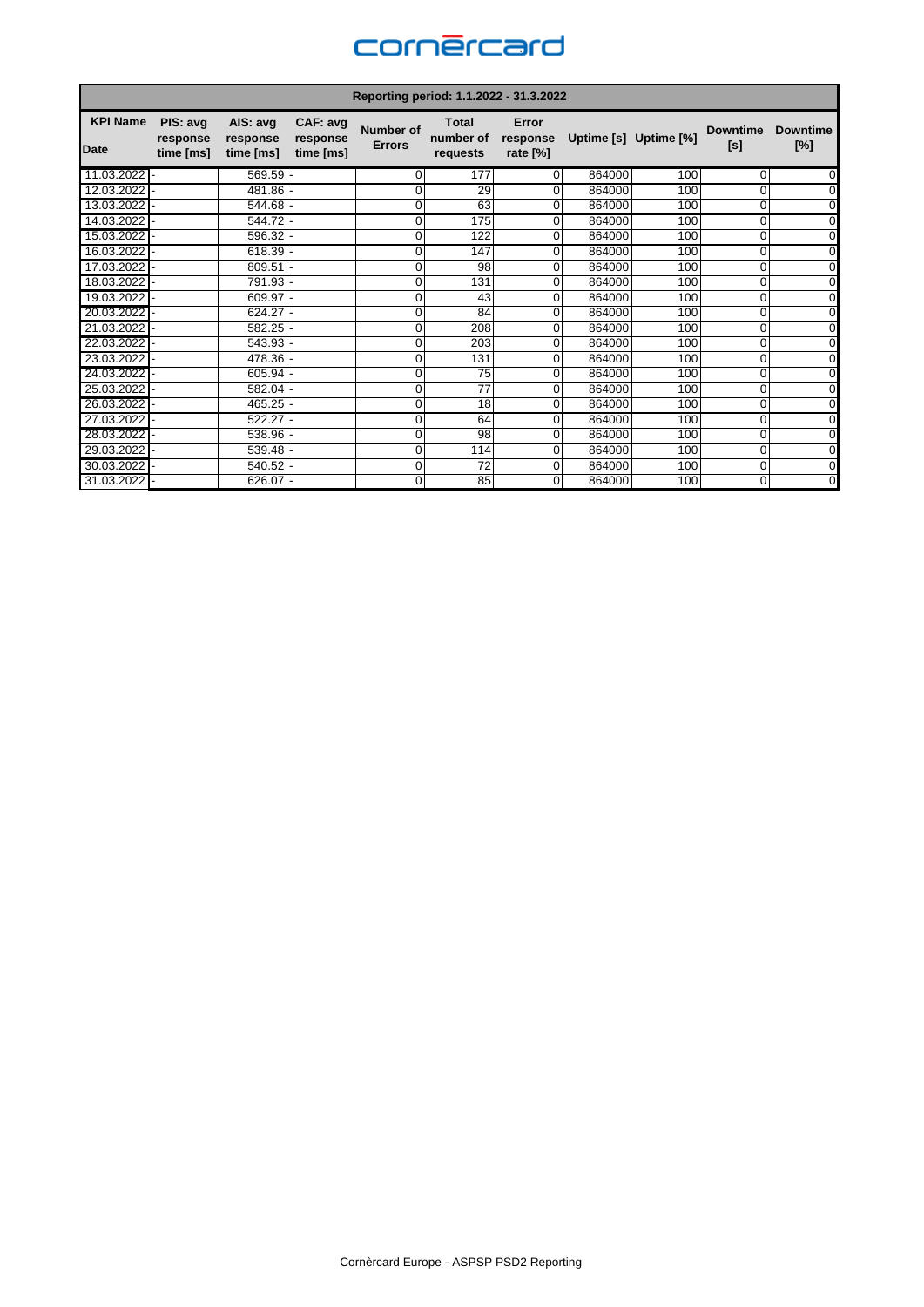| Reporting period: 1.1.2022 - 31.3.2022 | | | | | | | | | | |
|---|---|---|---|---|---|---|---|---|---|---|
| **KPI Name** / **Date** | **PIS: avg response time [ms]** | **AIS: avg response time [ms]** | **CAF: avg response time [ms]** | **Number of Errors** | **Total number of requests** | **Error response rate [%]** | **Uptime [s]** | **Uptime [%]** | **Downtime [s]** | **Downtime [%]** |
| 11.03.2022 | - | 569.59 | - | 0 | 177 | 0 | 864000 | 100 | 0 | 0 |
| 12.03.2022 | - | 481.86 | - | 0 | 29 | 0 | 864000 | 100 | 0 | 0 |
| 13.03.2022 | - | 544.68 | - | 0 | 63 | 0 | 864000 | 100 | 0 | 0 |
| 14.03.2022 | - | 544.72 | - | 0 | 175 | 0 | 864000 | 100 | 0 | 0 |
| 15.03.2022 | - | 596.32 | - | 0 | 122 | 0 | 864000 | 100 | 0 | 0 |
| 16.03.2022 | - | 618.39 | - | 0 | 147 | 0 | 864000 | 100 | 0 | 0 |
| 17.03.2022 | - | 809.51 | - | 0 | 98 | 0 | 864000 | 100 | 0 | 0 |
| 18.03.2022 | - | 791.93 | - | 0 | 131 | 0 | 864000 | 100 | 0 | 0 |
| 19.03.2022 | - | 609.97 | - | 0 | 43 | 0 | 864000 | 100 | 0 | 0 |
| 20.03.2022 | - | 624.27 | - | 0 | 84 | 0 | 864000 | 100 | 0 | 0 |
| 21.03.2022 | - | 582.25 | - | 0 | 208 | 0 | 864000 | 100 | 0 | 0 |
| 22.03.2022 | - | 543.93 | - | 0 | 203 | 0 | 864000 | 100 | 0 | 0 |
| 23.03.2022 | - | 478.36 | - | 0 | 131 | 0 | 864000 | 100 | 0 | 0 |
| 24.03.2022 | - | 605.94 | - | 0 | 75 | 0 | 864000 | 100 | 0 | 0 |
| 25.03.2022 | - | 582.04 | - | 0 | 77 | 0 | 864000 | 100 | 0 | 0 |
| 26.03.2022 | - | 465.25 | - | 0 | 18 | 0 | 864000 | 100 | 0 | 0 |
| 27.03.2022 | - | 522.27 | - | 0 | 64 | 0 | 864000 | 100 | 0 | 0 |
| 28.03.2022 | - | 538.96 | - | 0 | 98 | 0 | 864000 | 100 | 0 | 0 |
| 29.03.2022 | - | 539.48 | - | 0 | 114 | 0 | 864000 | 100 | 0 | 0 |
| 30.03.2022 | - | 540.52 | - | 0 | 72 | 0 | 864000 | 100 | 0 | 0 |
| 31.03.2022 | - | 626.07 | - | 0 | 85 | 0 | 864000 | 100 | 0 | 0 |